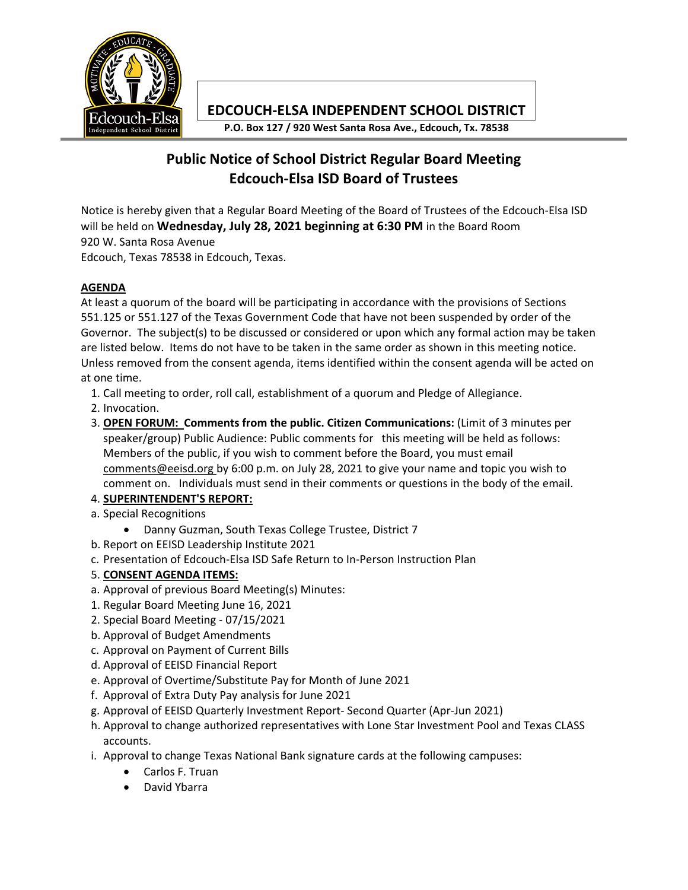# EDCOUCH-ELSA INDEPENDENT SCHOOL DISTRICT

**P.O. Box 127 / 920 West Santa Rosa Ave., Edcouch, Tx. 78538**

## Public Notice of School District Regular Board Meeting
## Edcouch-Elsa ISD Board of Trustees

Notice is hereby given that a Regular Board Meeting of the Board of Trustees of the Edcouch-Elsa ISD will be held on **Wednesday, July 28, 2021 beginning at 6:30 PM** in the Board Room
920 W. Santa Rosa Avenue
Edcouch, Texas 78538 in Edcouch, Texas.

**AGENDA**

At least a quorum of the board will be participating in accordance with the provisions of Sections 551.125 or 551.127 of the Texas Government Code that have not been suspended by order of the Governor. The subject(s) to be discussed or considered or upon which any formal action may be taken are listed below. Items do not have to be taken in the same order as shown in this meeting notice. Unless removed from the consent agenda, items identified within the consent agenda will be acted on at one time.

1. Call meeting to order, roll call, establishment of a quorum and Pledge of Allegiance.
2. Invocation.
3. **OPEN FORUM: Comments from the public. Citizen Communications:** (Limit of 3 minutes per speaker/group) Public Audience: Public comments for this meeting will be held as follows: Members of the public, if you wish to comment before the Board, you must email comments@eeisd.org by 6:00 p.m. on July 28, 2021 to give your name and topic you wish to comment on. Individuals must send in their comments or questions in the body of the email.
4. **SUPERINTENDENT'S REPORT:**

a. Special Recognitions
   - Danny Guzman, South Texas College Trustee, District 7

b. Report on EEISD Leadership Institute 2021

c. Presentation of Edcouch-Elsa ISD Safe Return to In-Person Instruction Plan

5. **CONSENT AGENDA ITEMS:**

a. Approval of previous Board Meeting(s) Minutes:

1. Regular Board Meeting June 16, 2021
2. Special Board Meeting - 07/15/2021

b. Approval of Budget Amendments

c. Approval on Payment of Current Bills

d. Approval of EEISD Financial Report

e. Approval of Overtime/Substitute Pay for Month of June 2021

f. Approval of Extra Duty Pay analysis for June 2021

g. Approval of EEISD Quarterly Investment Report- Second Quarter (Apr-Jun 2021)

h. Approval to change authorized representatives with Lone Star Investment Pool and Texas CLASS accounts.

i. Approval to change Texas National Bank signature cards at the following campuses:
   - Carlos F. Truan
   - David Ybarra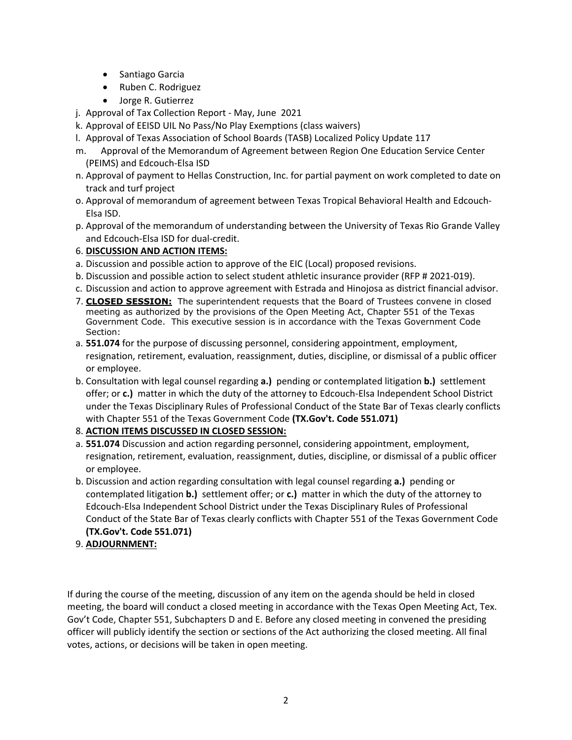- Santiago Garcia
- Ruben C. Rodriguez
- Jorge R. Gutierrez

j. Approval of Tax Collection Report - May, June 2021

k. Approval of EEISD UIL No Pass/No Play Exemptions (class waivers)

l. Approval of Texas Association of School Boards (TASB) Localized Policy Update 117

m. Approval of the Memorandum of Agreement between Region One Education Service Center (PEIMS) and Edcouch-Elsa ISD

n. Approval of payment to Hellas Construction, Inc. for partial payment on work completed to date on track and turf project

o. Approval of memorandum of agreement between Texas Tropical Behavioral Health and Edcouch-Elsa ISD.

p. Approval of the memorandum of understanding between the University of Texas Rio Grande Valley and Edcouch-Elsa ISD for dual-credit.

6. **DISCUSSION AND ACTION ITEMS:**

a. Discussion and possible action to approve of the EIC (Local) proposed revisions.

b. Discussion and possible action to select student athletic insurance provider (RFP # 2021-019).

c. Discussion and action to approve agreement with Estrada and Hinojosa as district financial advisor.

7. **CLOSED SESSION:** The superintendent requests that the Board of Trustees convene in closed meeting as authorized by the provisions of the Open Meeting Act, Chapter 551 of the Texas Government Code. This executive session is in accordance with the Texas Government Code Section:

a. **551.074** for the purpose of discussing personnel, considering appointment, employment, resignation, retirement, evaluation, reassignment, duties, discipline, or dismissal of a public officer or employee.

b. Consultation with legal counsel regarding **a.)** pending or contemplated litigation **b.)** settlement offer; or **c.)** matter in which the duty of the attorney to Edcouch-Elsa Independent School District under the Texas Disciplinary Rules of Professional Conduct of the State Bar of Texas clearly conflicts with Chapter 551 of the Texas Government Code **(TX.Gov't. Code 551.071)**

8. **ACTION ITEMS DISCUSSED IN CLOSED SESSION:**

a. **551.074** Discussion and action regarding personnel, considering appointment, employment, resignation, retirement, evaluation, reassignment, duties, discipline, or dismissal of a public officer or employee.

b. Discussion and action regarding consultation with legal counsel regarding **a.)** pending or contemplated litigation **b.)** settlement offer; or **c.)** matter in which the duty of the attorney to Edcouch-Elsa Independent School District under the Texas Disciplinary Rules of Professional Conduct of the State Bar of Texas clearly conflicts with Chapter 551 of the Texas Government Code **(TX.Gov't. Code 551.071)**

9. **ADJOURNMENT:**

If during the course of the meeting, discussion of any item on the agenda should be held in closed meeting, the board will conduct a closed meeting in accordance with the Texas Open Meeting Act, Tex. Gov't Code, Chapter 551, Subchapters D and E. Before any closed meeting in convened the presiding officer will publicly identify the section or sections of the Act authorizing the closed meeting. All final votes, actions, or decisions will be taken in open meeting.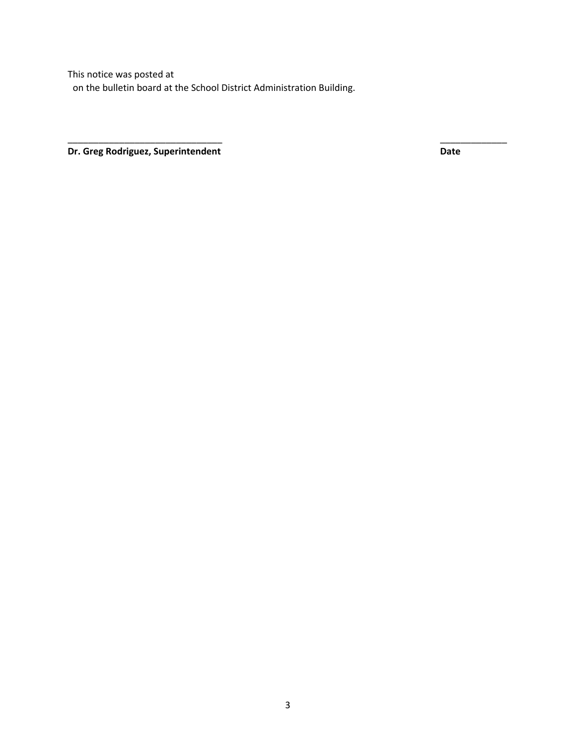This notice was posted at
on the bulletin board at the School District Administration Building.

\_\_\_\_\_\_\_\_\_\_\_\_\_\_\_\_\_\_\_\_\_\_\_\_\_\_\_\_\_\_\_ \_\_\_\_\_\_\_\_\_\_\_\_\_\_

**Dr. Greg Rodriguez, Superintendent** **Date**